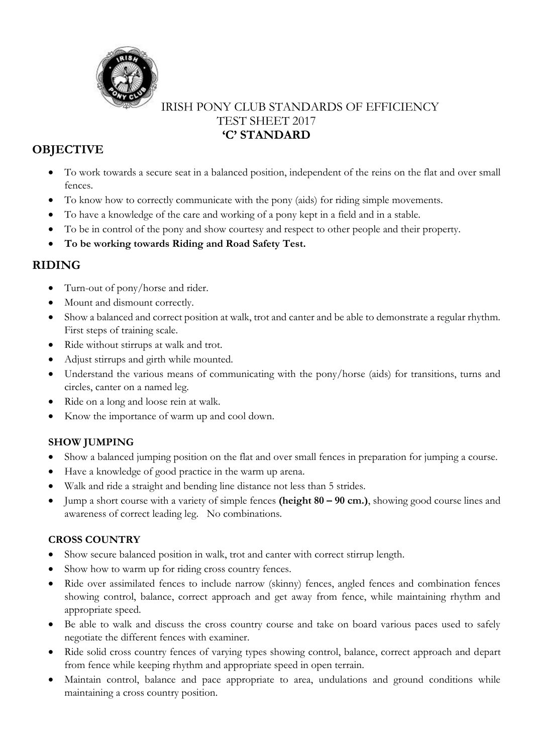IRISH PONY CLUB STANDARDS OF EFFICIENCY
TEST SHEET 2017
**'C' STANDARD**

## OBJECTIVE

- To work towards a secure seat in a balanced position, independent of the reins on the flat and over small fences.
- To know how to correctly communicate with the pony (aids) for riding simple movements.
- To have a knowledge of the care and working of a pony kept in a field and in a stable.
- To be in control of the pony and show courtesy and respect to other people and their property.
- **To be working towards Riding and Road Safety Test.**

## RIDING

- Turn-out of pony/horse and rider.
- Mount and dismount correctly.
- Show a balanced and correct position at walk, trot and canter and be able to demonstrate a regular rhythm. First steps of training scale.
- Ride without stirrups at walk and trot.
- Adjust stirrups and girth while mounted.
- Understand the various means of communicating with the pony/horse (aids) for transitions, turns and circles, canter on a named leg.
- Ride on a long and loose rein at walk.
- Know the importance of warm up and cool down.

### SHOW JUMPING

- Show a balanced jumping position on the flat and over small fences in preparation for jumping a course.
- Have a knowledge of good practice in the warm up arena.
- Walk and ride a straight and bending line distance not less than 5 strides.
- Jump a short course with a variety of simple fences **(height 80 – 90 cm.)**, showing good course lines and awareness of correct leading leg. No combinations.

### CROSS COUNTRY

- Show secure balanced position in walk, trot and canter with correct stirrup length.
- Show how to warm up for riding cross country fences.
- Ride over assimilated fences to include narrow (skinny) fences, angled fences and combination fences showing control, balance, correct approach and get away from fence, while maintaining rhythm and appropriate speed.
- Be able to walk and discuss the cross country course and take on board various paces used to safely negotiate the different fences with examiner.
- Ride solid cross country fences of varying types showing control, balance, correct approach and depart from fence while keeping rhythm and appropriate speed in open terrain.
- Maintain control, balance and pace appropriate to area, undulations and ground conditions while maintaining a cross country position.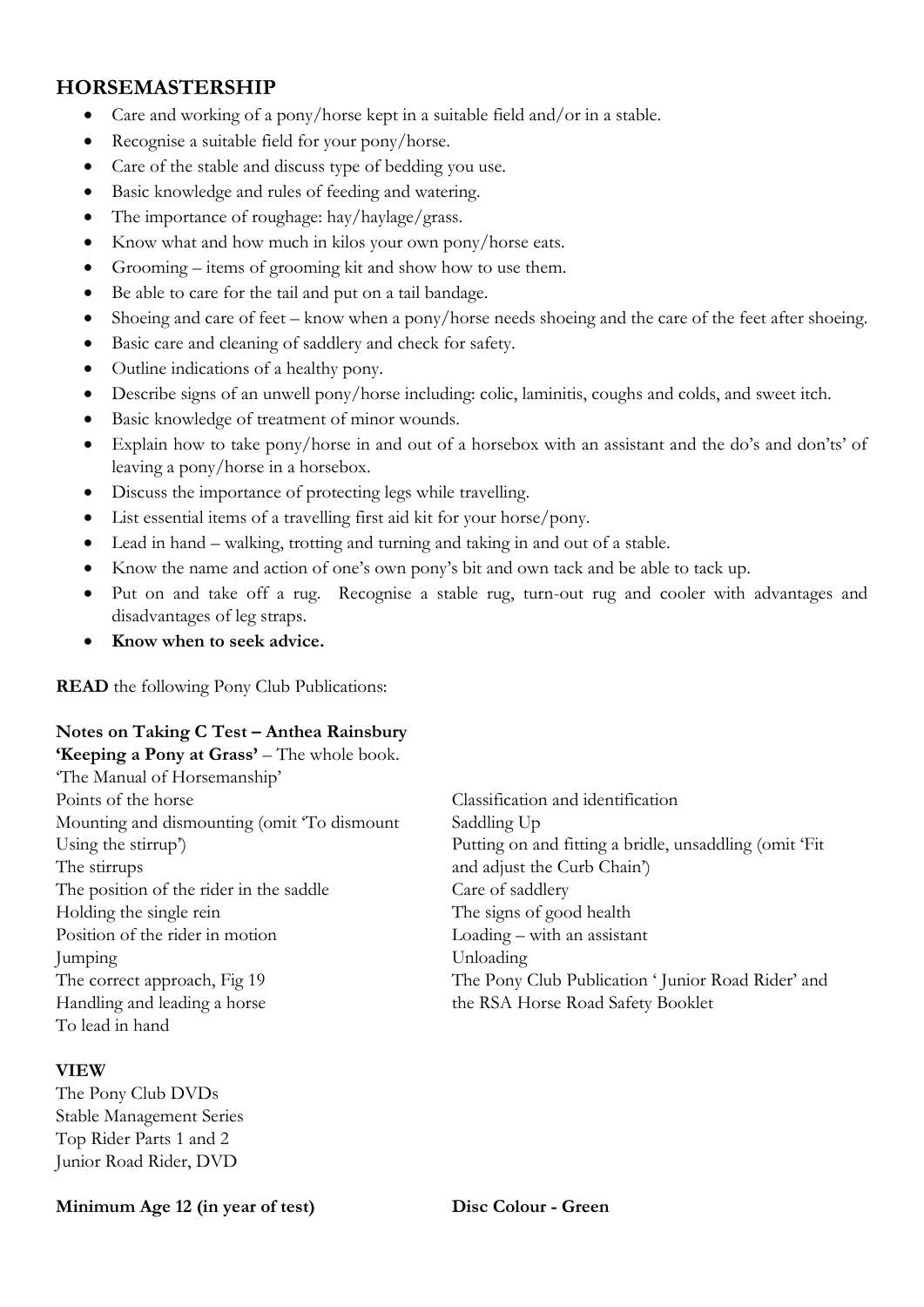## HORSEMASTERSHIP

- Care and working of a pony/horse kept in a suitable field and/or in a stable.
- Recognise a suitable field for your pony/horse.
- Care of the stable and discuss type of bedding you use.
- Basic knowledge and rules of feeding and watering.
- The importance of roughage: hay/haylage/grass.
- Know what and how much in kilos your own pony/horse eats.
- Grooming – items of grooming kit and show how to use them.
- Be able to care for the tail and put on a tail bandage.
- Shoeing and care of feet – know when a pony/horse needs shoeing and the care of the feet after shoeing.
- Basic care and cleaning of saddlery and check for safety.
- Outline indications of a healthy pony.
- Describe signs of an unwell pony/horse including: colic, laminitis, coughs and colds, and sweet itch.
- Basic knowledge of treatment of minor wounds.
- Explain how to take pony/horse in and out of a horsebox with an assistant and the do's and don'ts' of leaving a pony/horse in a horsebox.
- Discuss the importance of protecting legs while travelling.
- List essential items of a travelling first aid kit for your horse/pony.
- Lead in hand – walking, trotting and turning and taking in and out of a stable.
- Know the name and action of one's own pony's bit and own tack and be able to tack up.
- Put on and take off a rug. Recognise a stable rug, turn-out rug and cooler with advantages and disadvantages of leg straps.
- **Know when to seek advice.**

**READ** the following Pony Club Publications:

**Notes on Taking C Test – Anthea Rainsbury**
**'Keeping a Pony at Grass'** – The whole book.
'The Manual of Horsemanship'
Points of the horse
Mounting and dismounting (omit 'To dismount Using the stirrup')
The stirrups
The position of the rider in the saddle
Holding the single rein
Position of the rider in motion
Jumping
The correct approach, Fig 19
Handling and leading a horse
To lead in hand

Classification and identification
Saddling Up
Putting on and fitting a bridle, unsaddling (omit 'Fit and adjust the Curb Chain')
Care of saddlery
The signs of good health
Loading – with an assistant
Unloading
The Pony Club Publication ' Junior Road Rider' and the RSA Horse Road Safety Booklet

**VIEW**
The Pony Club DVDs
Stable Management Series
Top Rider Parts 1 and 2
Junior Road Rider, DVD

**Minimum Age 12 (in year of test)**

**Disc Colour - Green**